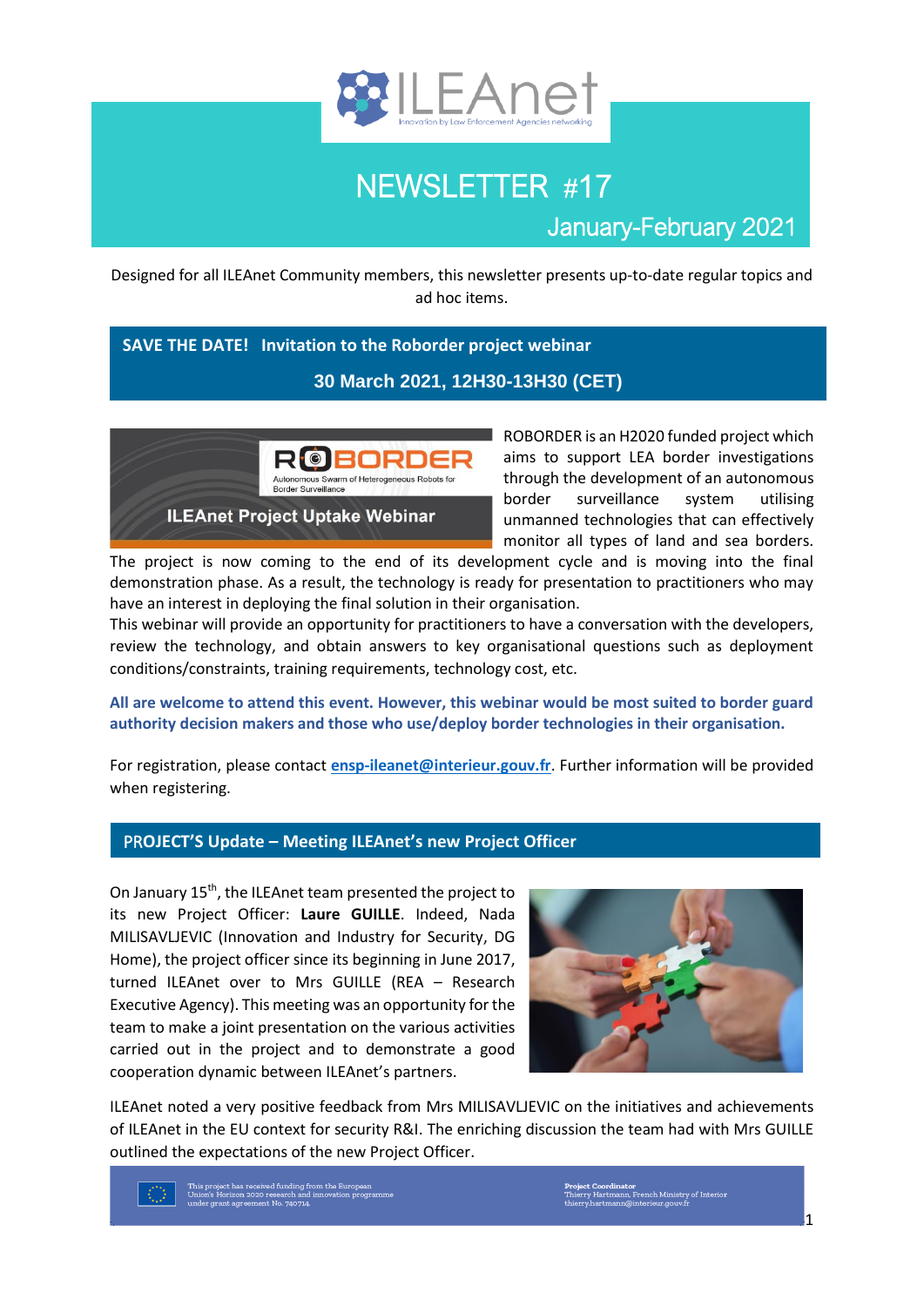# NEWSLETTER #17

## January-February 2021

Designed for all ILEAnet Community members, this newsletter presents up-to-date regular topics and ad hoc items.

## SAVE THE DATE! Invitation to the Roborder project webinar

**30 March 2021, 12H30-13H30 (CET)**

ROBORDER is an H2020 funded project which aims to support LEA border investigations through the development of an autonomous border surveillance system utilising unmanned technologies that can effectively monitor all types of land and sea borders. The project is now coming to the end of its development cycle and is moving into the final demonstration phase. As a result, the technology is ready for presentation to practitioners who may have an interest in deploying the final solution in their organisation.

This webinar will provide an opportunity for practitioners to have a conversation with the developers, review the technology, and obtain answers to key organisational questions such as deployment conditions/constraints, training requirements, technology cost, etc.

**All are welcome to attend this event. However, this webinar would be most suited to border guard authority decision makers and those who use/deploy border technologies in their organisation.**

For registration, please contact **ensp-ileanet@interieur.gouv.fr**. Further information will be provided when registering.

## PROJECT'S Update – Meeting ILEAnet's new Project Officer

On January 15th, the ILEAnet team presented the project to its new Project Officer: **Laure GUILLE**. Indeed, Nada MILISAVLJEVIC (Innovation and Industry for Security, DG Home), the project officer since its beginning in June 2017, turned ILEAnet over to Mrs GUILLE (REA – Research Executive Agency). This meeting was an opportunity for the team to make a joint presentation on the various activities carried out in the project and to demonstrate a good cooperation dynamic between ILEAnet's partners.

ILEAnet noted a very positive feedback from Mrs MILISAVLJEVIC on the initiatives and achievements of ILEAnet in the EU context for security R&I. The enriching discussion the team had with Mrs GUILLE outlined the expectations of the new Project Officer.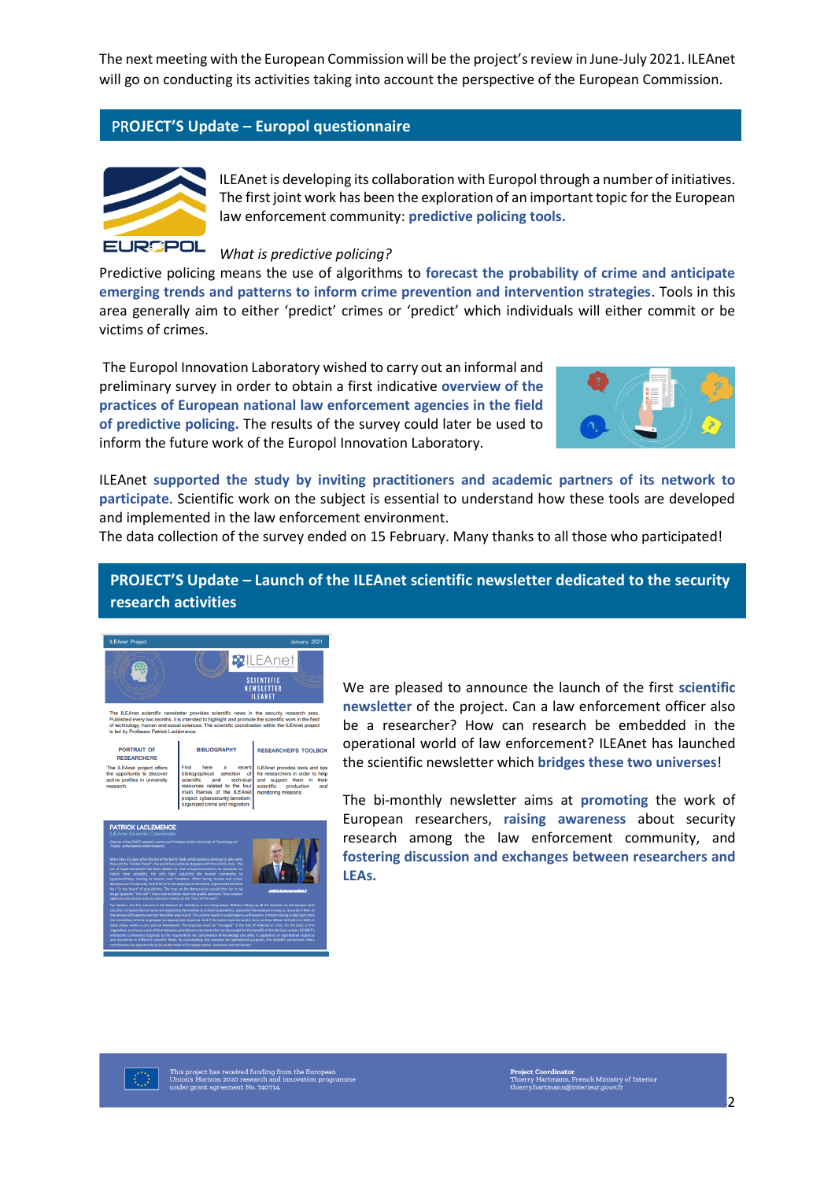The next meeting with the European Commission will be the project's review in June-July 2021. ILEAnet will go on conducting its activities taking into account the perspective of the European Commission.

## PROJECT'S Update – Europol questionnaire

ILEAnet is developing its collaboration with Europol through a number of initiatives. The first joint work has been the exploration of an important topic for the European law enforcement community: **predictive policing tools.**

*What is predictive policing?*

Predictive policing means the use of algorithms to **forecast the probability of crime and anticipate emerging trends and patterns to inform crime prevention and intervention strategies**. Tools in this area generally aim to either 'predict' crimes or 'predict' which individuals will either commit or be victims of crimes.

The Europol Innovation Laboratory wished to carry out an informal and preliminary survey in order to obtain a first indicative **overview of the practices of European national law enforcement agencies in the field of predictive policing.** The results of the survey could later be used to inform the future work of the Europol Innovation Laboratory.

ILEAnet **supported the study by inviting practitioners and academic partners of its network to participate**. Scientific work on the subject is essential to understand how these tools are developed and implemented in the law enforcement environment.

The data collection of the survey ended on 15 February. Many thanks to all those who participated!

## PROJECT'S Update – Launch of the ILEAnet scientific newsletter dedicated to the security research activities

We are pleased to announce the launch of the first **scientific newsletter** of the project. Can a law enforcement officer also be a researcher? How can research be embedded in the operational world of law enforcement? ILEAnet has launched the scientific newsletter which **bridges these two universes**!

The bi-monthly newsletter aims at **promoting** the work of European researchers, **raising awareness** about security research among the law enforcement community, and **fostering discussion and exchanges between researchers and LEAs.**

This project has received funding from the European Union's Horizon 2020 research and innovation programme under grant agreement No. 740714.

Project Coordinator
Thierry Hartmann, French Ministry of Interior
thierry.hartmann@interieur.gouv.fr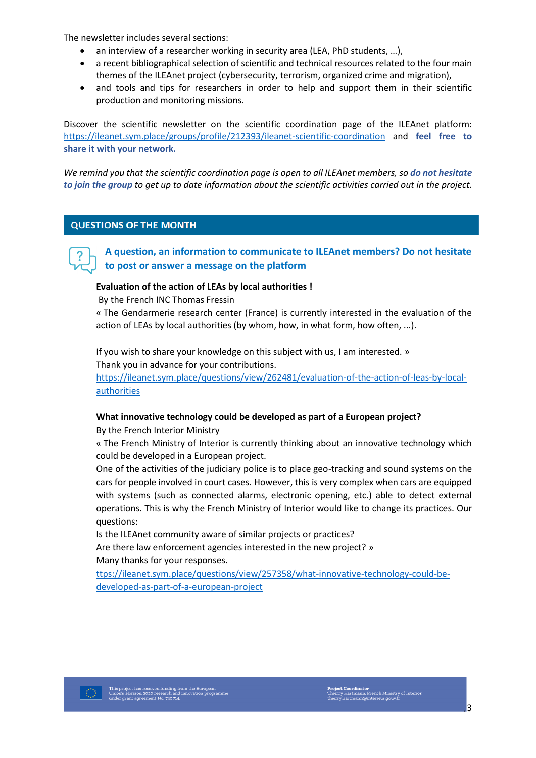The newsletter includes several sections:

- an interview of a researcher working in security area (LEA, PhD students, …),
- a recent bibliographical selection of scientific and technical resources related to the four main themes of the ILEAnet project (cybersecurity, terrorism, organized crime and migration),
- and tools and tips for researchers in order to help and support them in their scientific production and monitoring missions.

Discover the scientific newsletter on the scientific coordination page of the ILEAnet platform: https://ileanet.sym.place/groups/profile/212393/ileanet-scientific-coordination and **feel free to share it with your network.**

*We remind you that the scientific coordination page is open to all ILEAnet members, so **do not hesitate to join the group** to get up to date information about the scientific activities carried out in the project.*

## QUESTIONS OF THE MONTH

### A question, an information to communicate to ILEAnet members? Do not hesitate to post or answer a message on the platform

**Evaluation of the action of LEAs by local authorities !**

By the French INC Thomas Fressin

« The Gendarmerie research center (France) is currently interested in the evaluation of the action of LEAs by local authorities (by whom, how, in what form, how often, ...).

If you wish to share your knowledge on this subject with us, I am interested. »

Thank you in advance for your contributions.

https://ileanet.sym.place/questions/view/262481/evaluation-of-the-action-of-leas-by-local-authorities

**What innovative technology could be developed as part of a European project?**

By the French Interior Ministry

« The French Ministry of Interior is currently thinking about an innovative technology which could be developed in a European project.

One of the activities of the judiciary police is to place geo-tracking and sound systems on the cars for people involved in court cases. However, this is very complex when cars are equipped with systems (such as connected alarms, electronic opening, etc.) able to detect external operations. This is why the French Ministry of Interior would like to change its practices. Our questions:

Is the ILEAnet community aware of similar projects or practices?

Are there law enforcement agencies interested in the new project? »

Many thanks for your responses.

ttps://ileanet.sym.place/questions/view/257358/what-innovative-technology-could-be-developed-as-part-of-a-european-project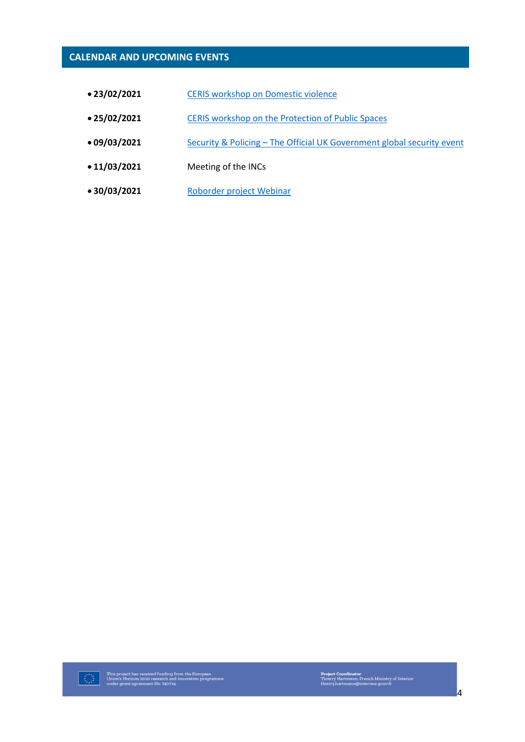## CALENDAR AND UPCOMING EVENTS

- **23/02/2021** CERIS workshop on Domestic violence
- **25/02/2021** CERIS workshop on the Protection of Public Spaces
- **09/03/2021** Security & Policing – The Official UK Government global security event
- **11/03/2021** Meeting of the INCs
- **30/03/2021** Roborder project Webinar